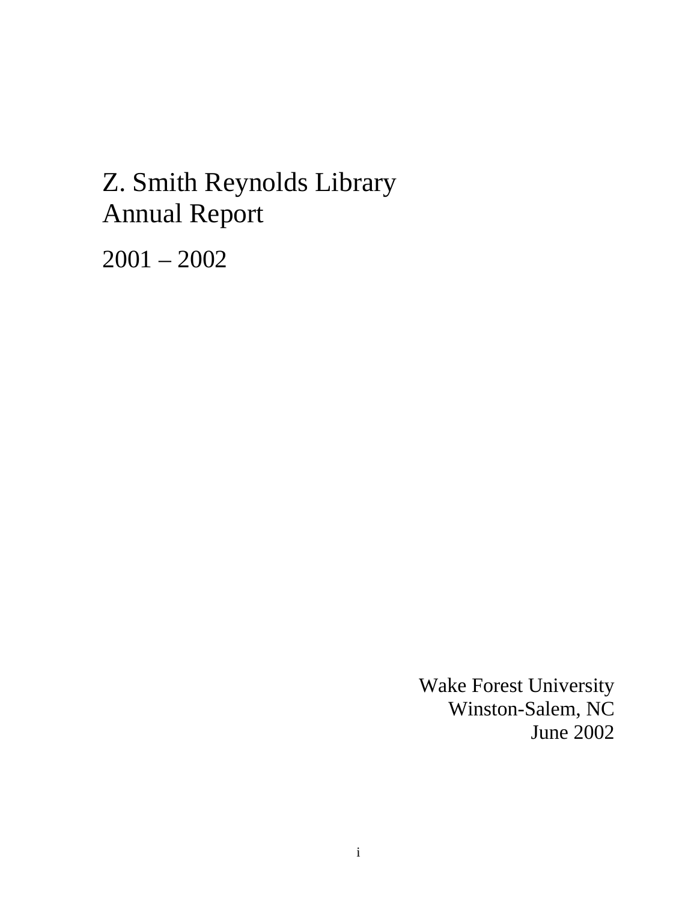# Z. Smith Reynolds Library Annual Report

2001 – 2002

Wake Forest University
Winston-Salem, NC
June 2002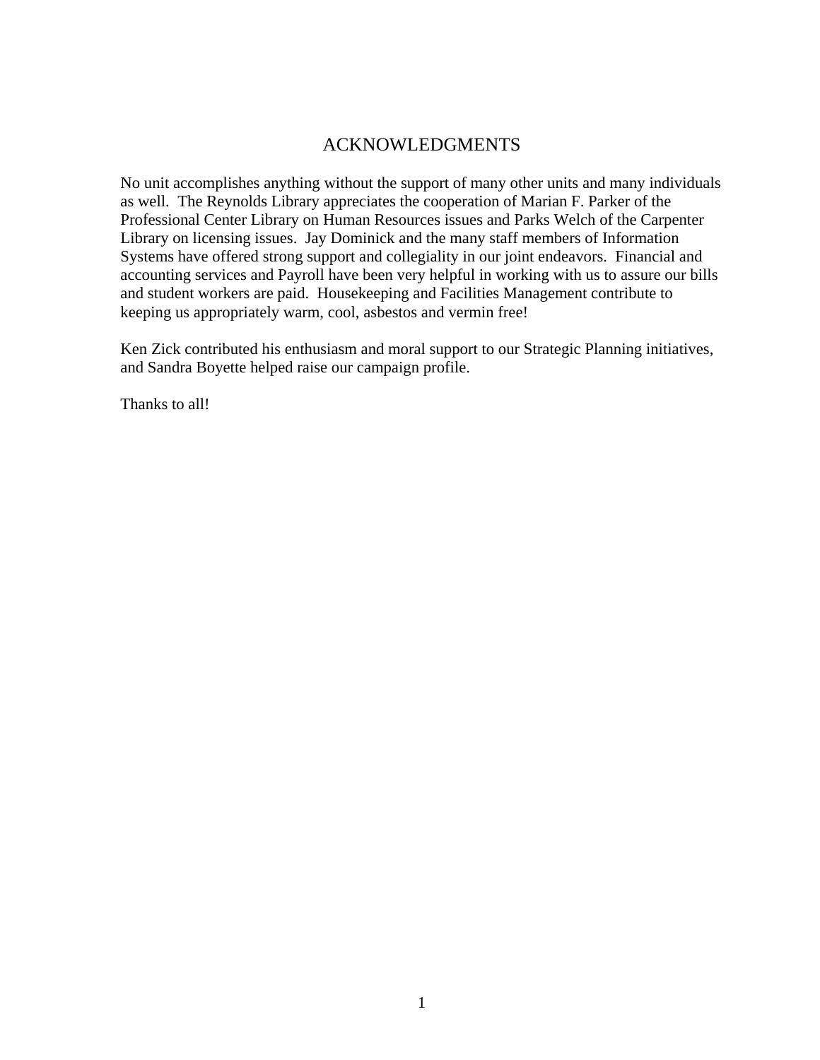# ACKNOWLEDGMENTS

No unit accomplishes anything without the support of many other units and many individuals as well. The Reynolds Library appreciates the cooperation of Marian F. Parker of the Professional Center Library on Human Resources issues and Parks Welch of the Carpenter Library on licensing issues. Jay Dominick and the many staff members of Information Systems have offered strong support and collegiality in our joint endeavors. Financial and accounting services and Payroll have been very helpful in working with us to assure our bills and student workers are paid. Housekeeping and Facilities Management contribute to keeping us appropriately warm, cool, asbestos and vermin free!

Ken Zick contributed his enthusiasm and moral support to our Strategic Planning initiatives, and Sandra Boyette helped raise our campaign profile.

Thanks to all!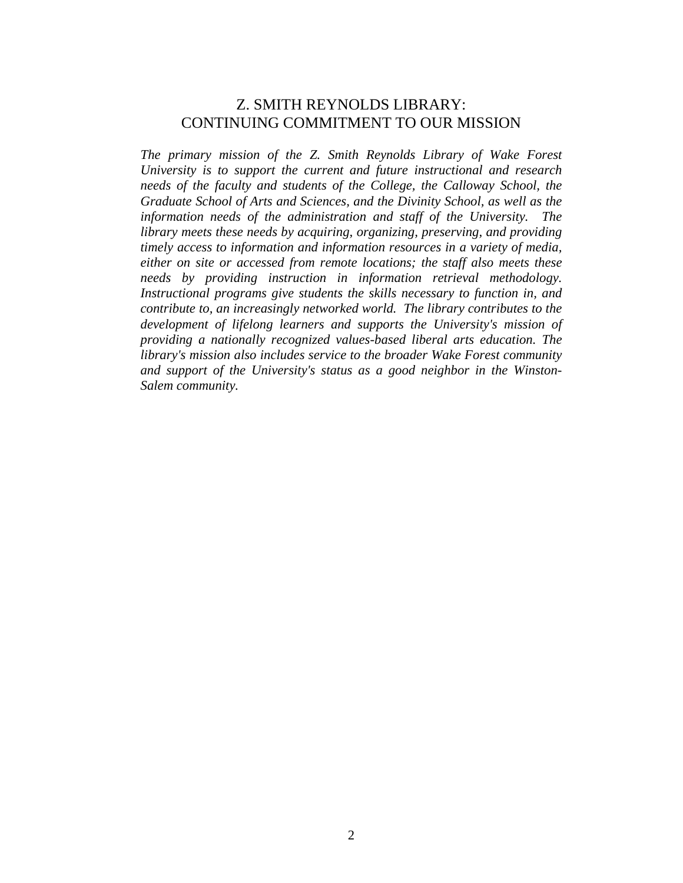## Z. SMITH REYNOLDS LIBRARY: CONTINUING COMMITMENT TO OUR MISSION

*The primary mission of the Z. Smith Reynolds Library of Wake Forest University is to support the current and future instructional and research needs of the faculty and students of the College, the Calloway School, the Graduate School of Arts and Sciences, and the Divinity School, as well as the information needs of the administration and staff of the University. The library meets these needs by acquiring, organizing, preserving, and providing timely access to information and information resources in a variety of media, either on site or accessed from remote locations; the staff also meets these needs by providing instruction in information retrieval methodology. Instructional programs give students the skills necessary to function in, and contribute to, an increasingly networked world. The library contributes to the development of lifelong learners and supports the University's mission of providing a nationally recognized values-based liberal arts education. The library's mission also includes service to the broader Wake Forest community and support of the University's status as a good neighbor in the Winston-Salem community.*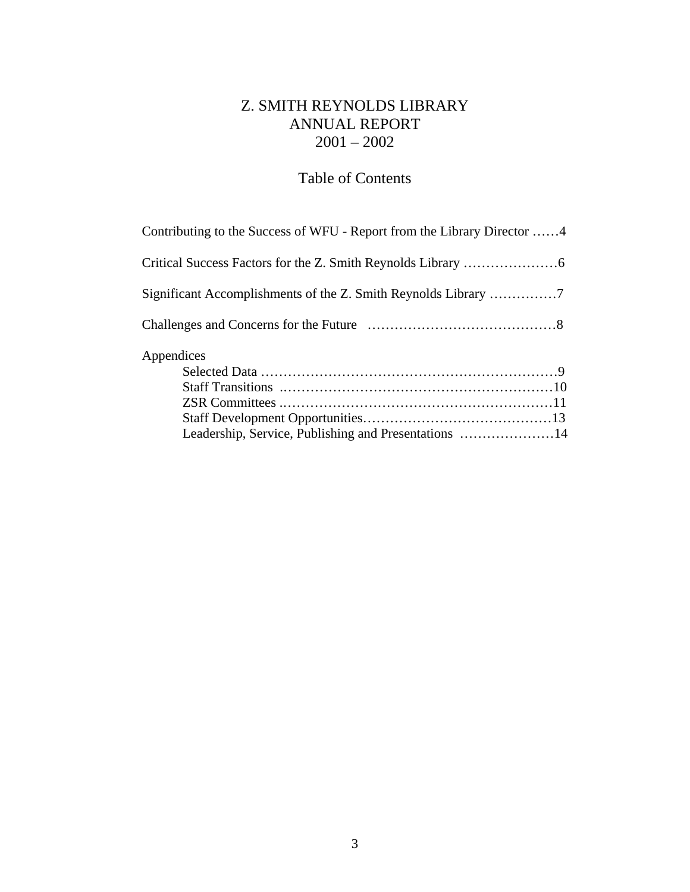# Z. SMITH REYNOLDS LIBRARY
# ANNUAL REPORT
# 2001 – 2002

## Table of Contents

Contributing to the Success of WFU - Report from the Library Director ……4

Critical Success Factors for the Z. Smith Reynolds Library …………………6

Significant Accomplishments of the Z. Smith Reynolds Library ……………7

Challenges and Concerns for the Future ……………………………………8

Appendices

- Selected Data …………………………………………………………9
- Staff Transitions ……………………………………………………10
- ZSR Committees ……………………………………………………11
- Staff Development Opportunities……………………………………13
- Leadership, Service, Publishing and Presentations …………………14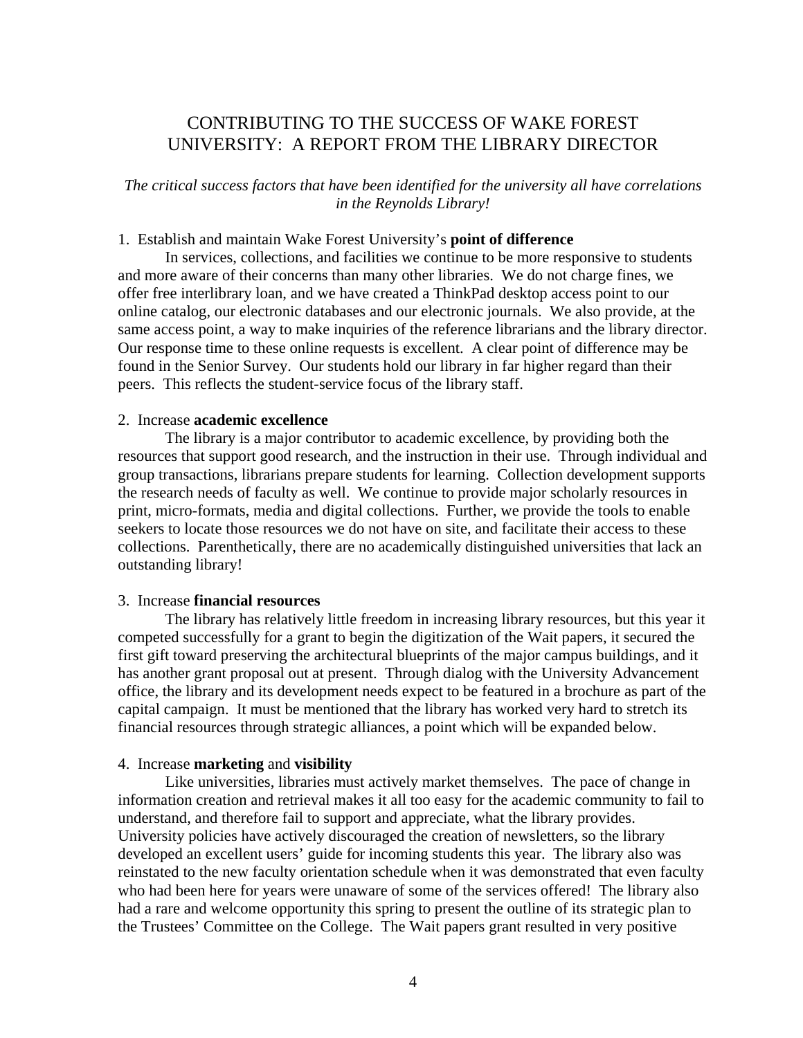# CONTRIBUTING TO THE SUCCESS OF WAKE FOREST UNIVERSITY: A REPORT FROM THE LIBRARY DIRECTOR

*The critical success factors that have been identified for the university all have correlations in the Reynolds Library!*

1. Establish and maintain Wake Forest University's **point of difference**

In services, collections, and facilities we continue to be more responsive to students and more aware of their concerns than many other libraries. We do not charge fines, we offer free interlibrary loan, and we have created a ThinkPad desktop access point to our online catalog, our electronic databases and our electronic journals. We also provide, at the same access point, a way to make inquiries of the reference librarians and the library director. Our response time to these online requests is excellent. A clear point of difference may be found in the Senior Survey. Our students hold our library in far higher regard than their peers. This reflects the student-service focus of the library staff.

2. Increase **academic excellence**

The library is a major contributor to academic excellence, by providing both the resources that support good research, and the instruction in their use. Through individual and group transactions, librarians prepare students for learning. Collection development supports the research needs of faculty as well. We continue to provide major scholarly resources in print, micro-formats, media and digital collections. Further, we provide the tools to enable seekers to locate those resources we do not have on site, and facilitate their access to these collections. Parenthetically, there are no academically distinguished universities that lack an outstanding library!

3. Increase **financial resources**

The library has relatively little freedom in increasing library resources, but this year it competed successfully for a grant to begin the digitization of the Wait papers, it secured the first gift toward preserving the architectural blueprints of the major campus buildings, and it has another grant proposal out at present. Through dialog with the University Advancement office, the library and its development needs expect to be featured in a brochure as part of the capital campaign. It must be mentioned that the library has worked very hard to stretch its financial resources through strategic alliances, a point which will be expanded below.

4. Increase **marketing** and **visibility**

Like universities, libraries must actively market themselves. The pace of change in information creation and retrieval makes it all too easy for the academic community to fail to understand, and therefore fail to support and appreciate, what the library provides. University policies have actively discouraged the creation of newsletters, so the library developed an excellent users' guide for incoming students this year. The library also was reinstated to the new faculty orientation schedule when it was demonstrated that even faculty who had been here for years were unaware of some of the services offered! The library also had a rare and welcome opportunity this spring to present the outline of its strategic plan to the Trustees' Committee on the College. The Wait papers grant resulted in very positive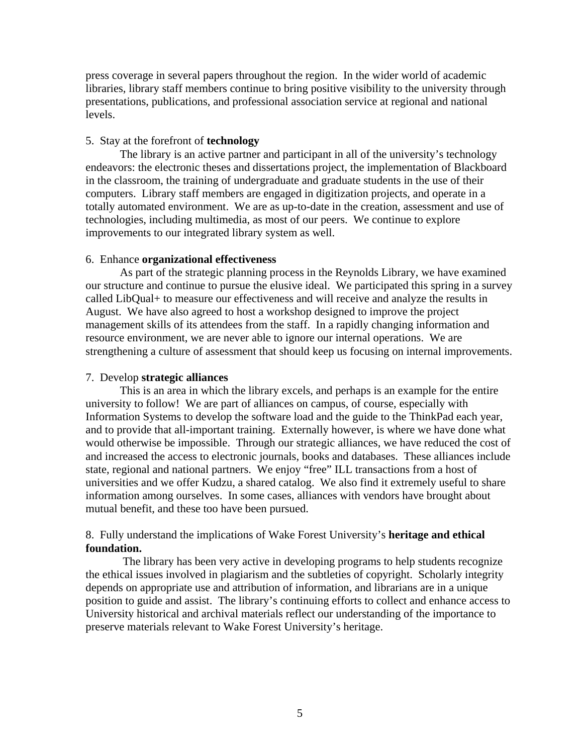press coverage in several papers throughout the region. In the wider world of academic libraries, library staff members continue to bring positive visibility to the university through presentations, publications, and professional association service at regional and national levels.

5. Stay at the forefront of **technology**

The library is an active partner and participant in all of the university's technology endeavors: the electronic theses and dissertations project, the implementation of Blackboard in the classroom, the training of undergraduate and graduate students in the use of their computers. Library staff members are engaged in digitization projects, and operate in a totally automated environment. We are as up-to-date in the creation, assessment and use of technologies, including multimedia, as most of our peers. We continue to explore improvements to our integrated library system as well.

6. Enhance **organizational effectiveness**

As part of the strategic planning process in the Reynolds Library, we have examined our structure and continue to pursue the elusive ideal. We participated this spring in a survey called LibQual+ to measure our effectiveness and will receive and analyze the results in August. We have also agreed to host a workshop designed to improve the project management skills of its attendees from the staff. In a rapidly changing information and resource environment, we are never able to ignore our internal operations. We are strengthening a culture of assessment that should keep us focusing on internal improvements.

7. Develop **strategic alliances**

This is an area in which the library excels, and perhaps is an example for the entire university to follow! We are part of alliances on campus, of course, especially with Information Systems to develop the software load and the guide to the ThinkPad each year, and to provide that all-important training. Externally however, is where we have done what would otherwise be impossible. Through our strategic alliances, we have reduced the cost of and increased the access to electronic journals, books and databases. These alliances include state, regional and national partners. We enjoy "free" ILL transactions from a host of universities and we offer Kudzu, a shared catalog. We also find it extremely useful to share information among ourselves. In some cases, alliances with vendors have brought about mutual benefit, and these too have been pursued.

8. Fully understand the implications of Wake Forest University's **heritage and ethical foundation.**

The library has been very active in developing programs to help students recognize the ethical issues involved in plagiarism and the subtleties of copyright. Scholarly integrity depends on appropriate use and attribution of information, and librarians are in a unique position to guide and assist. The library's continuing efforts to collect and enhance access to University historical and archival materials reflect our understanding of the importance to preserve materials relevant to Wake Forest University's heritage.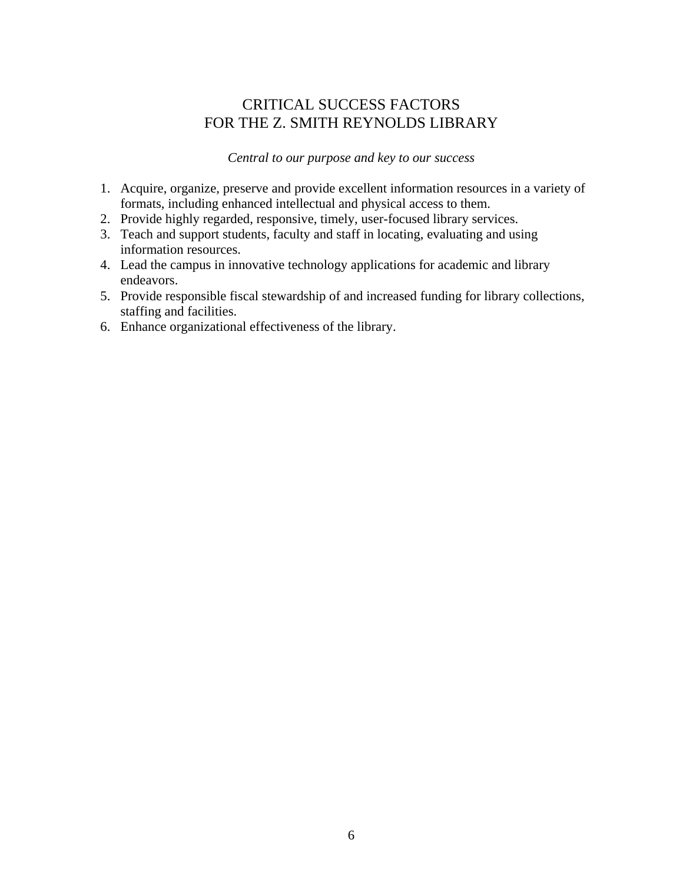# CRITICAL SUCCESS FACTORS
# FOR THE Z. SMITH REYNOLDS LIBRARY

*Central to our purpose and key to our success*

1. Acquire, organize, preserve and provide excellent information resources in a variety of formats, including enhanced intellectual and physical access to them.
2. Provide highly regarded, responsive, timely, user-focused library services.
3. Teach and support students, faculty and staff in locating, evaluating and using information resources.
4. Lead the campus in innovative technology applications for academic and library endeavors.
5. Provide responsible fiscal stewardship of and increased funding for library collections, staffing and facilities.
6. Enhance organizational effectiveness of the library.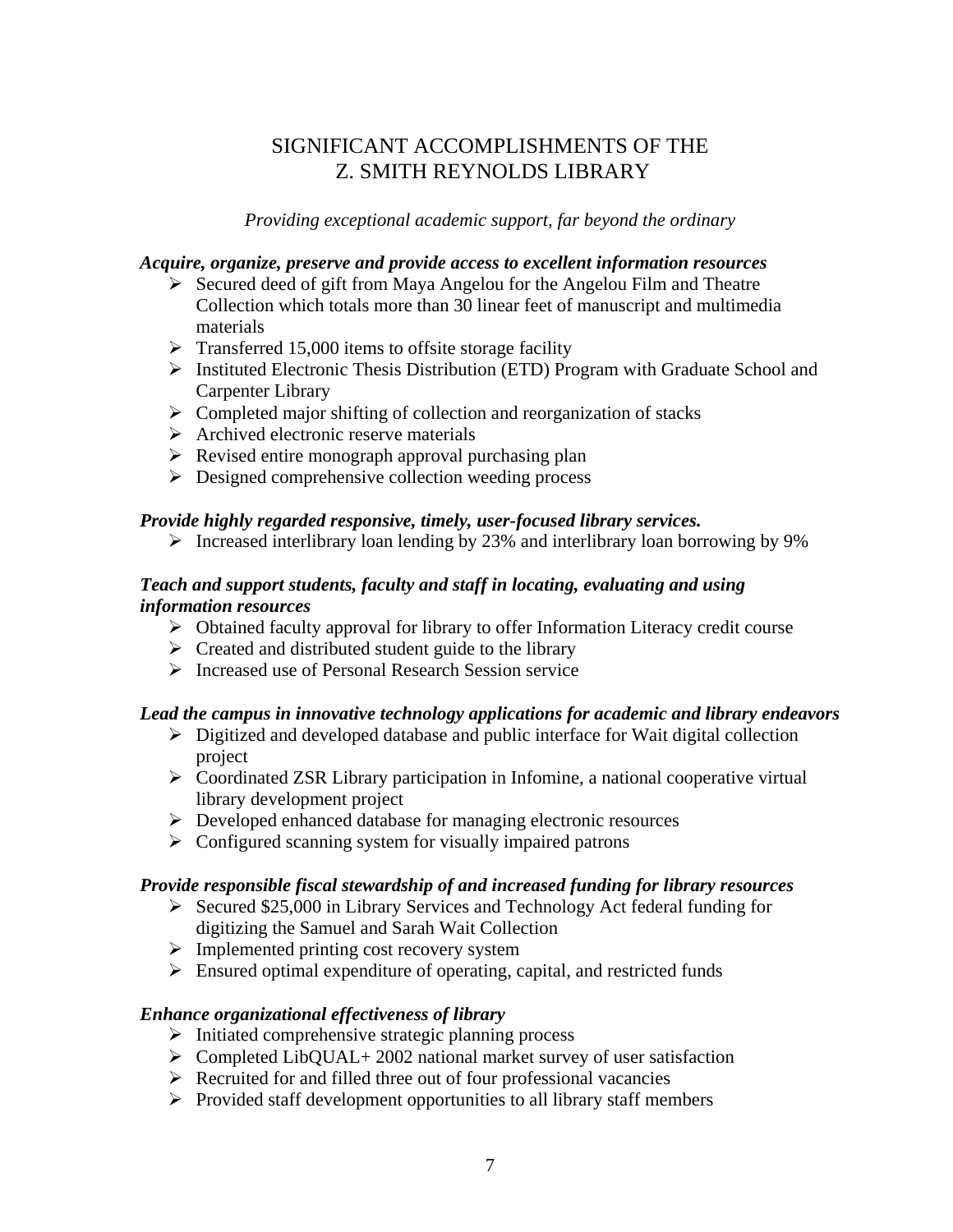# SIGNIFICANT ACCOMPLISHMENTS OF THE Z. SMITH REYNOLDS LIBRARY

*Providing exceptional academic support, far beyond the ordinary*

***Acquire, organize, preserve and provide access to excellent information resources***

- Secured deed of gift from Maya Angelou for the Angelou Film and Theatre Collection which totals more than 30 linear feet of manuscript and multimedia materials
- Transferred 15,000 items to offsite storage facility
- Instituted Electronic Thesis Distribution (ETD) Program with Graduate School and Carpenter Library
- Completed major shifting of collection and reorganization of stacks
- Archived electronic reserve materials
- Revised entire monograph approval purchasing plan
- Designed comprehensive collection weeding process

***Provide highly regarded responsive, timely, user-focused library services.***

- Increased interlibrary loan lending by 23% and interlibrary loan borrowing by 9%

***Teach and support students, faculty and staff in locating, evaluating and using information resources***

- Obtained faculty approval for library to offer Information Literacy credit course
- Created and distributed student guide to the library
- Increased use of Personal Research Session service

***Lead the campus in innovative technology applications for academic and library endeavors***

- Digitized and developed database and public interface for Wait digital collection project
- Coordinated ZSR Library participation in Infomine, a national cooperative virtual library development project
- Developed enhanced database for managing electronic resources
- Configured scanning system for visually impaired patrons

***Provide responsible fiscal stewardship of and increased funding for library resources***

- Secured $25,000 in Library Services and Technology Act federal funding for digitizing the Samuel and Sarah Wait Collection
- Implemented printing cost recovery system
- Ensured optimal expenditure of operating, capital, and restricted funds

***Enhance organizational effectiveness of library***

- Initiated comprehensive strategic planning process
- Completed LibQUAL+ 2002 national market survey of user satisfaction
- Recruited for and filled three out of four professional vacancies
- Provided staff development opportunities to all library staff members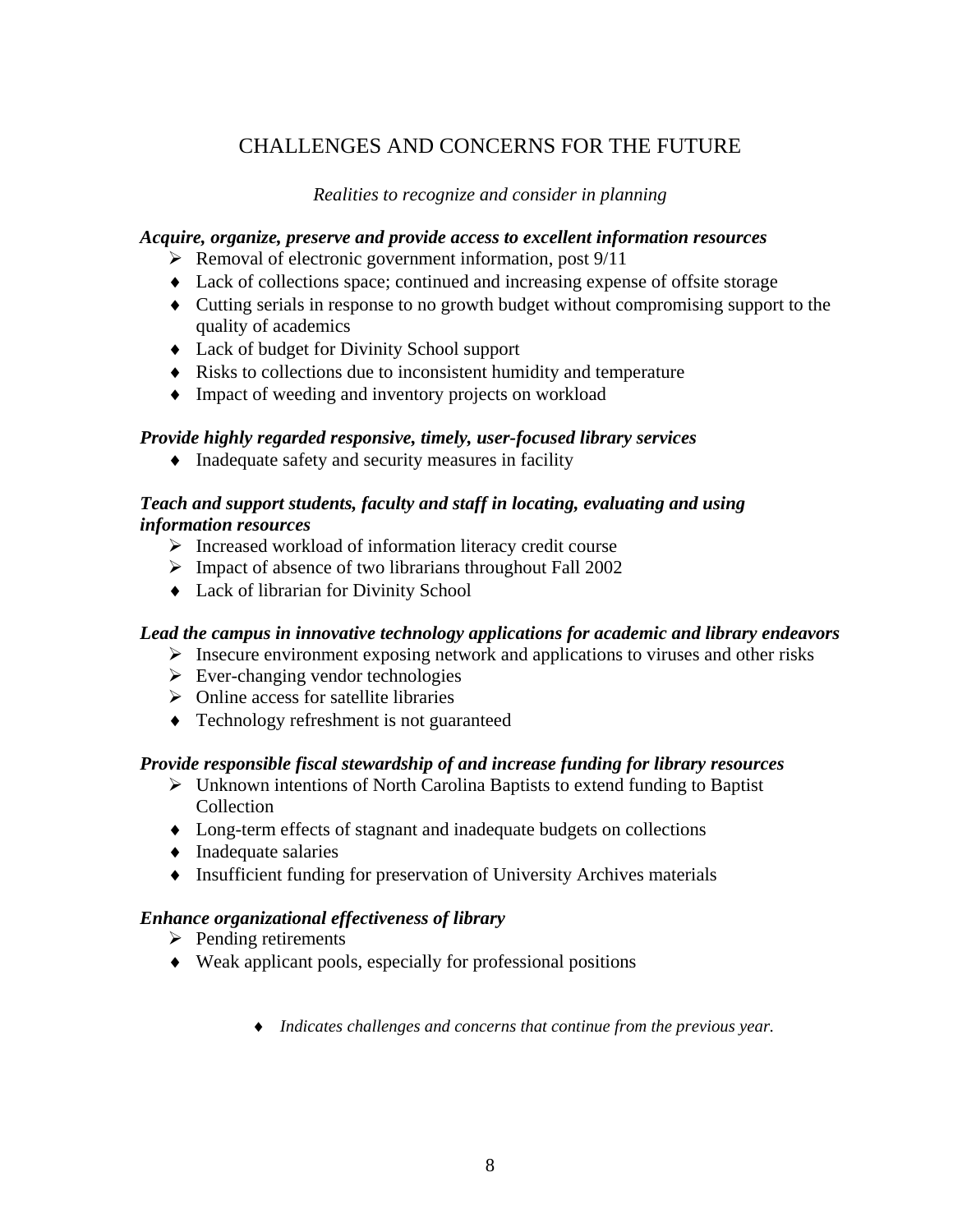# CHALLENGES AND CONCERNS FOR THE FUTURE

*Realities to recognize and consider in planning*

***Acquire, organize, preserve and provide access to excellent information resources***

- ➢ Removal of electronic government information, post 9/11
- ♦ Lack of collections space; continued and increasing expense of offsite storage
- ♦ Cutting serials in response to no growth budget without compromising support to the quality of academics
- ♦ Lack of budget for Divinity School support
- ♦ Risks to collections due to inconsistent humidity and temperature
- ♦ Impact of weeding and inventory projects on workload

***Provide highly regarded responsive, timely, user-focused library services***

- ♦ Inadequate safety and security measures in facility

***Teach and support students, faculty and staff in locating, evaluating and using information resources***

- ➢ Increased workload of information literacy credit course
- ➢ Impact of absence of two librarians throughout Fall 2002
- ♦ Lack of librarian for Divinity School

***Lead the campus in innovative technology applications for academic and library endeavors***

- ➢ Insecure environment exposing network and applications to viruses and other risks
- ➢ Ever-changing vendor technologies
- ➢ Online access for satellite libraries
- ♦ Technology refreshment is not guaranteed

***Provide responsible fiscal stewardship of and increase funding for library resources***

- ➢ Unknown intentions of North Carolina Baptists to extend funding to Baptist Collection
- ♦ Long-term effects of stagnant and inadequate budgets on collections
- ♦ Inadequate salaries
- ♦ Insufficient funding for preservation of University Archives materials

***Enhance organizational effectiveness of library***

- ➢ Pending retirements
- ♦ Weak applicant pools, especially for professional positions

♦ *Indicates challenges and concerns that continue from the previous year.*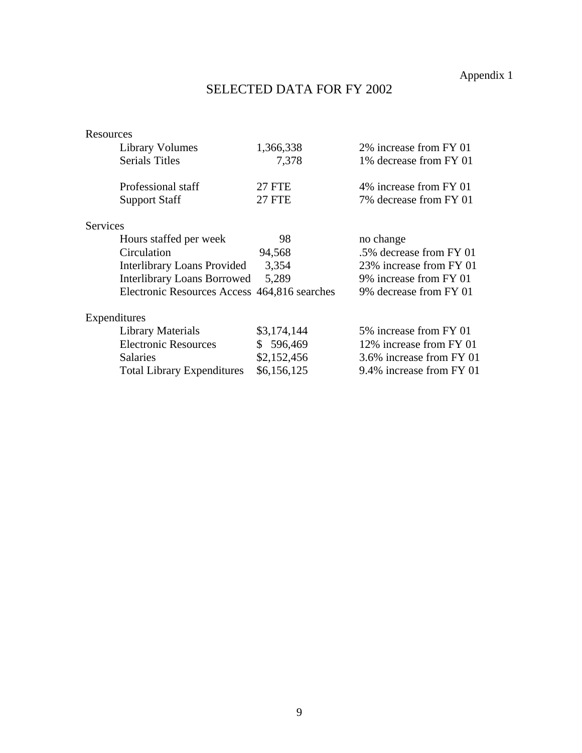Appendix 1

# SELECTED DATA FOR FY 2002

| | | |
|---|---|---|
| **Resources** | | |
| Library Volumes | 1,366,338 | 2% increase from FY 01 |
| Serials Titles | 7,378 | 1% decrease from FY 01 |
| Professional staff | 27 FTE | 4% increase from FY 01 |
| Support Staff | 27 FTE | 7% decrease from FY 01 |
| **Services** | | |
| Hours staffed per week | 98 | no change |
| Circulation | 94,568 | .5% decrease from FY 01 |
| Interlibrary Loans Provided | 3,354 | 23% increase from FY 01 |
| Interlibrary Loans Borrowed | 5,289 | 9% increase from FY 01 |
| Electronic Resources Access | 464,816 searches | 9% decrease from FY 01 |
| **Expenditures** | | |
| Library Materials | $3,174,144 | 5% increase from FY 01 |
| Electronic Resources | $ 596,469 | 12% increase from FY 01 |
| Salaries | $2,152,456 | 3.6% increase from FY 01 |
| Total Library Expenditures | $6,156,125 | 9.4% increase from FY 01 |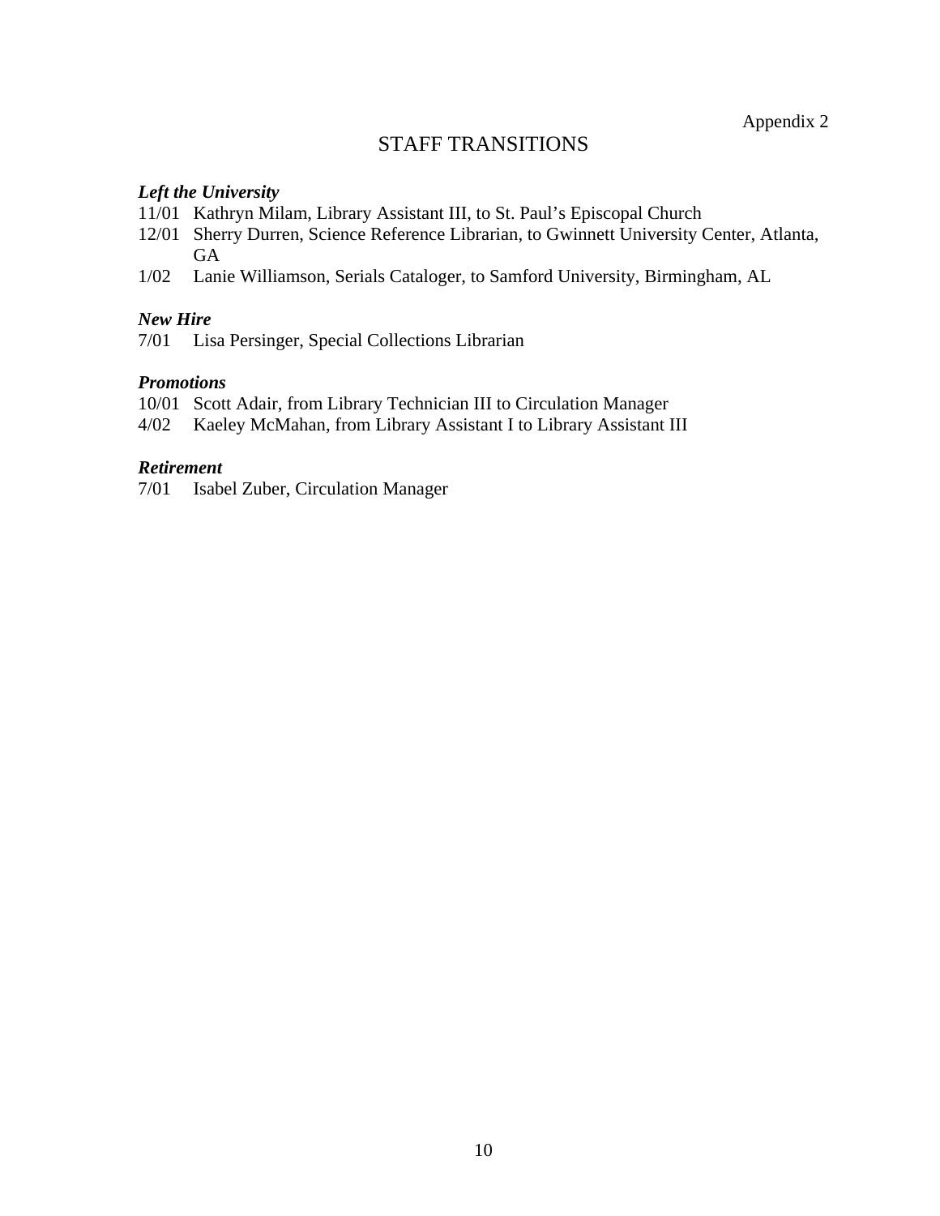Appendix 2

# STAFF TRANSITIONS

***Left the University***

11/01 Kathryn Milam, Library Assistant III, to St. Paul's Episcopal Church
12/01 Sherry Durren, Science Reference Librarian, to Gwinnett University Center, Atlanta, GA
1/02 Lanie Williamson, Serials Cataloger, to Samford University, Birmingham, AL

***New Hire***

7/01 Lisa Persinger, Special Collections Librarian

***Promotions***

10/01 Scott Adair, from Library Technician III to Circulation Manager
4/02 Kaeley McMahan, from Library Assistant I to Library Assistant III

***Retirement***

7/01 Isabel Zuber, Circulation Manager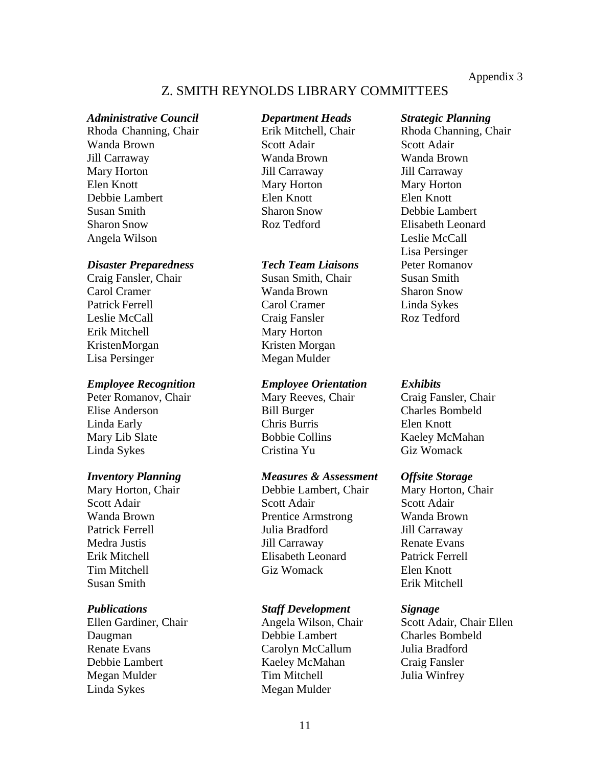Appendix 3

# Z. SMITH REYNOLDS LIBRARY COMMITTEES

***Administrative Council***
Rhoda Channing, Chair
Wanda Brown
Jill Carraway
Mary Horton
Elen Knott
Debbie Lambert
Susan Smith
Sharon Snow
Angela Wilson

***Department Heads***
Erik Mitchell, Chair
Scott Adair
Wanda Brown
Jill Carraway
Mary Horton
Elen Knott
Sharon Snow
Roz Tedford

***Strategic Planning***
Rhoda Channing, Chair
Scott Adair
Wanda Brown
Jill Carraway
Mary Horton
Elen Knott
Debbie Lambert
Elisabeth Leonard
Leslie McCall
Lisa Persinger
Peter Romanov
Susan Smith
Sharon Snow
Linda Sykes
Roz Tedford

***Disaster Preparedness***
Craig Fansler, Chair
Carol Cramer
Patrick Ferrell
Leslie McCall
Erik Mitchell
KristenMorgan
Lisa Persinger

***Tech Team Liaisons***
Susan Smith, Chair
Wanda Brown
Carol Cramer
Craig Fansler
Mary Horton
Kristen Morgan
Megan Mulder

***Employee Recognition***
Peter Romanov, Chair
Elise Anderson
Linda Early
Mary Lib Slate
Linda Sykes

***Employee Orientation***
Mary Reeves, Chair
Bill Burger
Chris Burris
Bobbie Collins
Cristina Yu

***Exhibits***
Craig Fansler, Chair
Charles Bombeld
Elen Knott
Kaeley McMahan
Giz Womack

***Inventory Planning***
Mary Horton, Chair
Scott Adair
Wanda Brown
Patrick Ferrell
Medra Justis
Erik Mitchell
Tim Mitchell
Susan Smith

***Measures & Assessment***
Debbie Lambert, Chair
Scott Adair
Prentice Armstrong
Julia Bradford
Jill Carraway
Elisabeth Leonard
Giz Womack

***Offsite Storage***
Mary Horton, Chair
Scott Adair
Wanda Brown
Jill Carraway
Renate Evans
Patrick Ferrell
Elen Knott
Erik Mitchell

***Publications***
Ellen Gardiner, Chair
Daugman
Renate Evans
Debbie Lambert
Megan Mulder
Linda Sykes

***Staff Development***
Angela Wilson, Chair
Debbie Lambert
Carolyn McCallum
Kaeley McMahan
Tim Mitchell
Megan Mulder

***Signage***
Scott Adair, Chair Ellen
Charles Bombeld
Julia Bradford
Craig Fansler
Julia Winfrey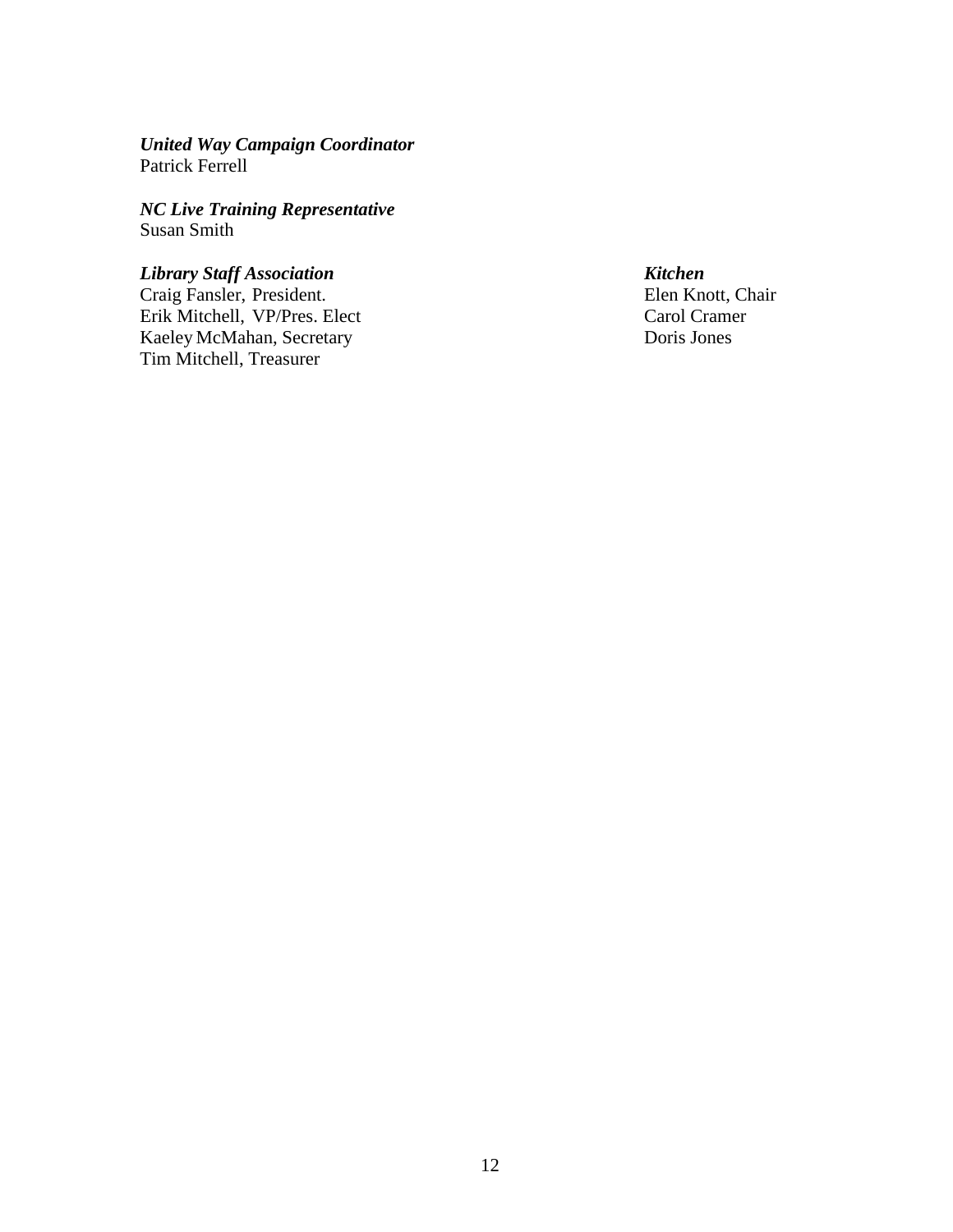***United Way Campaign Coordinator***
Patrick Ferrell

***NC Live Training Representative***
Susan Smith

***Library Staff Association***
Craig Fansler, President.
Erik Mitchell, VP/Pres. Elect
Kaeley McMahan, Secretary
Tim Mitchell, Treasurer

***Kitchen***
Elen Knott, Chair
Carol Cramer
Doris Jones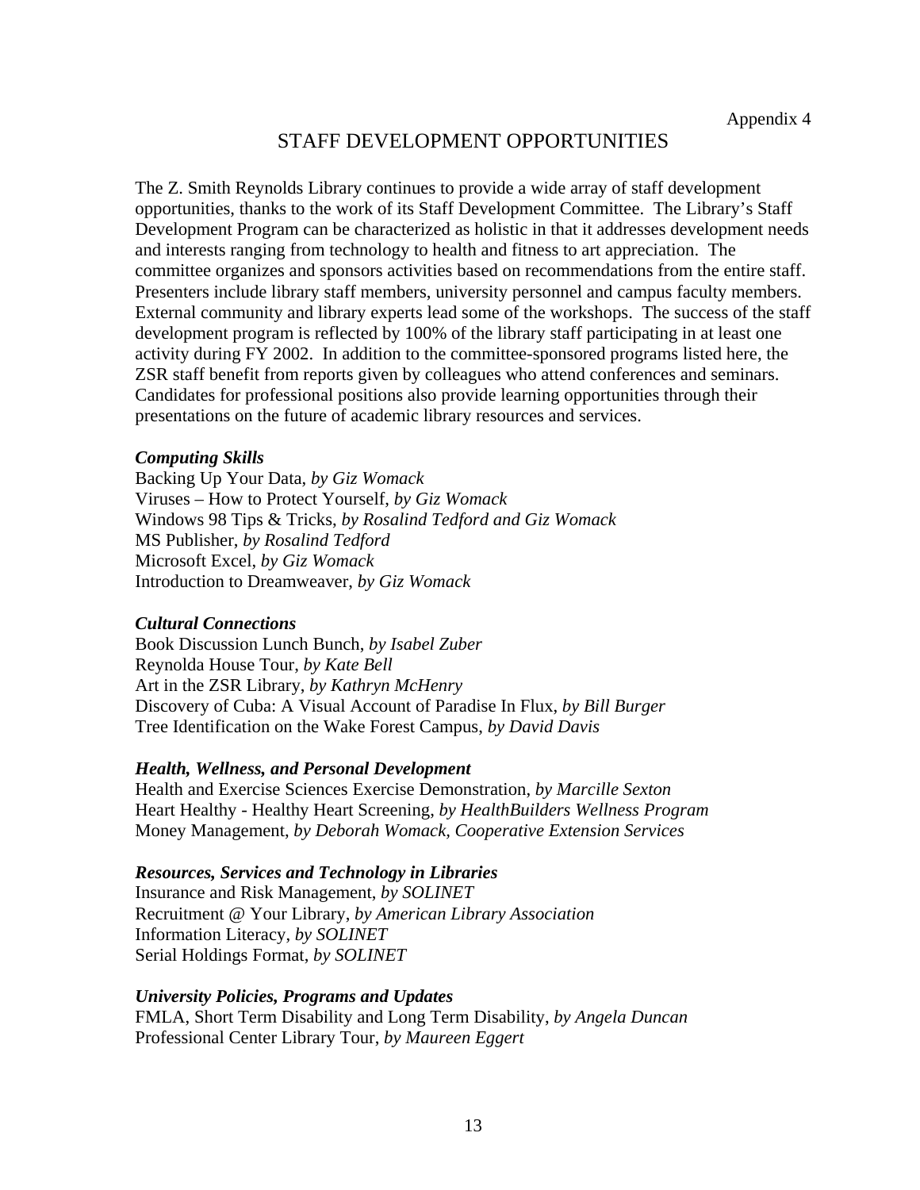Appendix 4

# STAFF DEVELOPMENT OPPORTUNITIES

The Z. Smith Reynolds Library continues to provide a wide array of staff development opportunities, thanks to the work of its Staff Development Committee. The Library's Staff Development Program can be characterized as holistic in that it addresses development needs and interests ranging from technology to health and fitness to art appreciation. The committee organizes and sponsors activities based on recommendations from the entire staff. Presenters include library staff members, university personnel and campus faculty members. External community and library experts lead some of the workshops. The success of the staff development program is reflected by 100% of the library staff participating in at least one activity during FY 2002. In addition to the committee-sponsored programs listed here, the ZSR staff benefit from reports given by colleagues who attend conferences and seminars. Candidates for professional positions also provide learning opportunities through their presentations on the future of academic library resources and services.

***Computing Skills***

Backing Up Your Data, *by Giz Womack*
Viruses – How to Protect Yourself, *by Giz Womack*
Windows 98 Tips & Tricks, *by Rosalind Tedford and Giz Womack*
MS Publisher, *by Rosalind Tedford*
Microsoft Excel, *by Giz Womack*
Introduction to Dreamweaver, *by Giz Womack*

***Cultural Connections***

Book Discussion Lunch Bunch, *by Isabel Zuber*
Reynolda House Tour, *by Kate Bell*
Art in the ZSR Library, *by Kathryn McHenry*
Discovery of Cuba: A Visual Account of Paradise In Flux, *by Bill Burger*
Tree Identification on the Wake Forest Campus, *by David Davis*

***Health, Wellness, and Personal Development***

Health and Exercise Sciences Exercise Demonstration, *by Marcille Sexton*
Heart Healthy - Healthy Heart Screening, *by HealthBuilders Wellness Program*
Money Management, *by Deborah Womack, Cooperative Extension Services*

***Resources, Services and Technology in Libraries***

Insurance and Risk Management, *by SOLINET*
Recruitment @ Your Library, *by American Library Association*
Information Literacy, *by SOLINET*
Serial Holdings Format, *by SOLINET*

***University Policies, Programs and Updates***

FMLA, Short Term Disability and Long Term Disability, *by Angela Duncan*
Professional Center Library Tour, *by Maureen Eggert*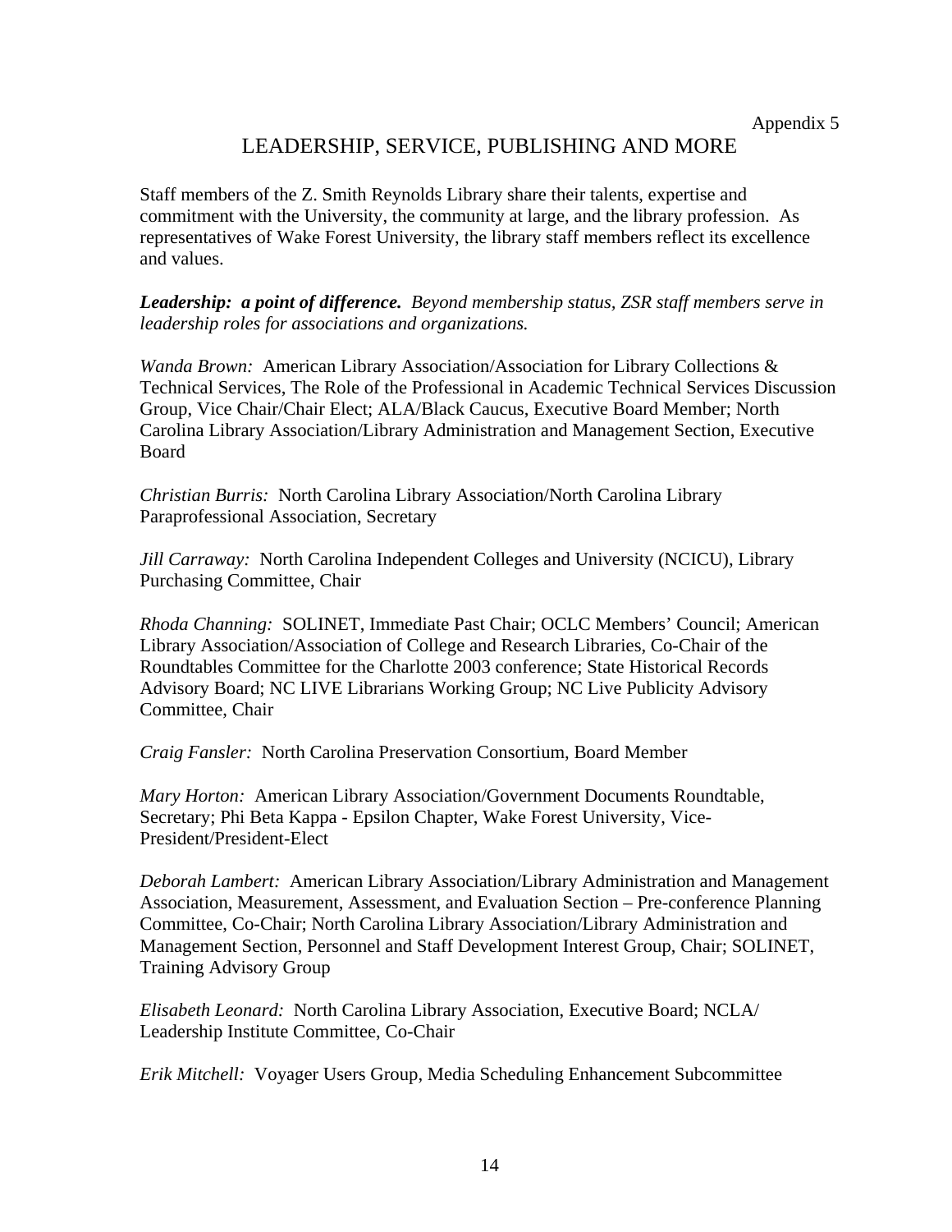Appendix 5

# LEADERSHIP, SERVICE, PUBLISHING AND MORE

Staff members of the Z. Smith Reynolds Library share their talents, expertise and commitment with the University, the community at large, and the library profession. As representatives of Wake Forest University, the library staff members reflect its excellence and values.

***Leadership: a point of difference.*** *Beyond membership status, ZSR staff members serve in leadership roles for associations and organizations.*

*Wanda Brown:* American Library Association/Association for Library Collections & Technical Services, The Role of the Professional in Academic Technical Services Discussion Group, Vice Chair/Chair Elect; ALA/Black Caucus, Executive Board Member; North Carolina Library Association/Library Administration and Management Section, Executive Board

*Christian Burris:* North Carolina Library Association/North Carolina Library Paraprofessional Association, Secretary

*Jill Carraway:* North Carolina Independent Colleges and University (NCICU), Library Purchasing Committee, Chair

*Rhoda Channing:* SOLINET, Immediate Past Chair; OCLC Members' Council; American Library Association/Association of College and Research Libraries, Co-Chair of the Roundtables Committee for the Charlotte 2003 conference; State Historical Records Advisory Board; NC LIVE Librarians Working Group; NC Live Publicity Advisory Committee, Chair

*Craig Fansler:* North Carolina Preservation Consortium, Board Member

*Mary Horton:* American Library Association/Government Documents Roundtable, Secretary; Phi Beta Kappa - Epsilon Chapter, Wake Forest University, Vice-President/President-Elect

*Deborah Lambert:* American Library Association/Library Administration and Management Association, Measurement, Assessment, and Evaluation Section – Pre-conference Planning Committee, Co-Chair; North Carolina Library Association/Library Administration and Management Section, Personnel and Staff Development Interest Group, Chair; SOLINET, Training Advisory Group

*Elisabeth Leonard:* North Carolina Library Association, Executive Board; NCLA/ Leadership Institute Committee, Co-Chair

*Erik Mitchell:* Voyager Users Group, Media Scheduling Enhancement Subcommittee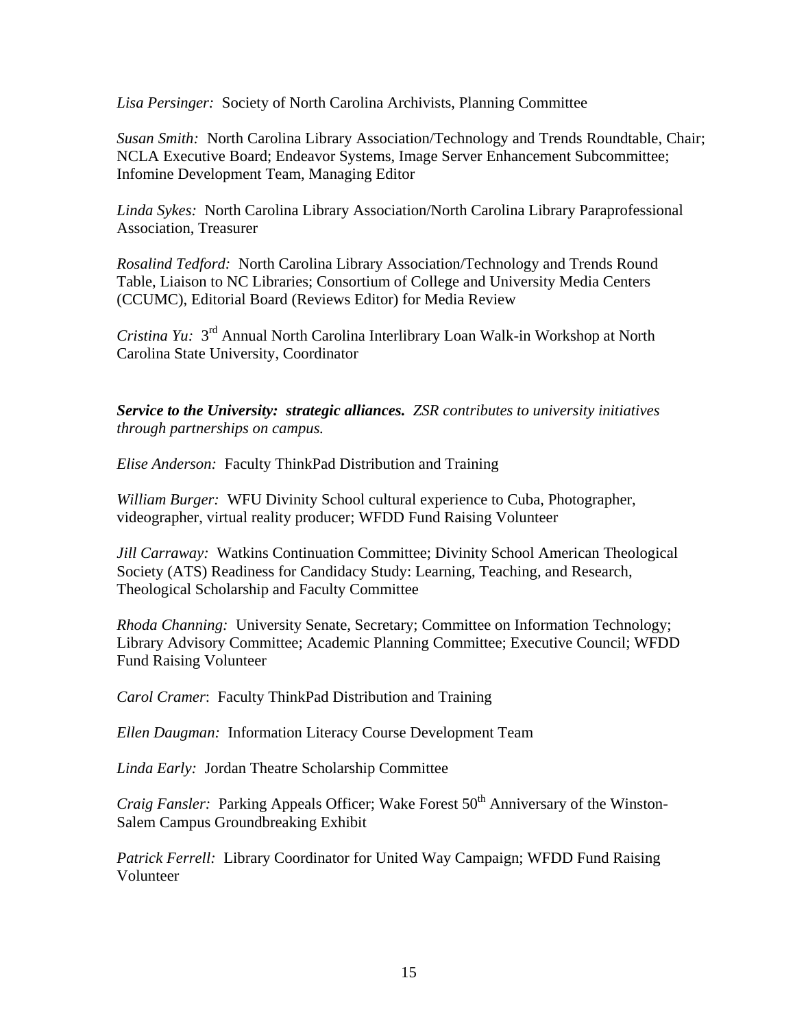*Lisa Persinger:* Society of North Carolina Archivists, Planning Committee

*Susan Smith:* North Carolina Library Association/Technology and Trends Roundtable, Chair; NCLA Executive Board; Endeavor Systems, Image Server Enhancement Subcommittee; Infomine Development Team, Managing Editor

*Linda Sykes:* North Carolina Library Association/North Carolina Library Paraprofessional Association, Treasurer

*Rosalind Tedford:* North Carolina Library Association/Technology and Trends Round Table, Liaison to NC Libraries; Consortium of College and University Media Centers (CCUMC), Editorial Board (Reviews Editor) for Media Review

*Cristina Yu:* 3rd Annual North Carolina Interlibrary Loan Walk-in Workshop at North Carolina State University, Coordinator

***Service to the University: strategic alliances.*** *ZSR contributes to university initiatives through partnerships on campus.*

*Elise Anderson:* Faculty ThinkPad Distribution and Training

*William Burger:* WFU Divinity School cultural experience to Cuba, Photographer, videographer, virtual reality producer; WFDD Fund Raising Volunteer

*Jill Carraway:* Watkins Continuation Committee; Divinity School American Theological Society (ATS) Readiness for Candidacy Study: Learning, Teaching, and Research, Theological Scholarship and Faculty Committee

*Rhoda Channing:* University Senate, Secretary; Committee on Information Technology; Library Advisory Committee; Academic Planning Committee; Executive Council; WFDD Fund Raising Volunteer

*Carol Cramer*: Faculty ThinkPad Distribution and Training

*Ellen Daugman:* Information Literacy Course Development Team

*Linda Early:* Jordan Theatre Scholarship Committee

*Craig Fansler:* Parking Appeals Officer; Wake Forest 50th Anniversary of the Winston-Salem Campus Groundbreaking Exhibit

*Patrick Ferrell:* Library Coordinator for United Way Campaign; WFDD Fund Raising Volunteer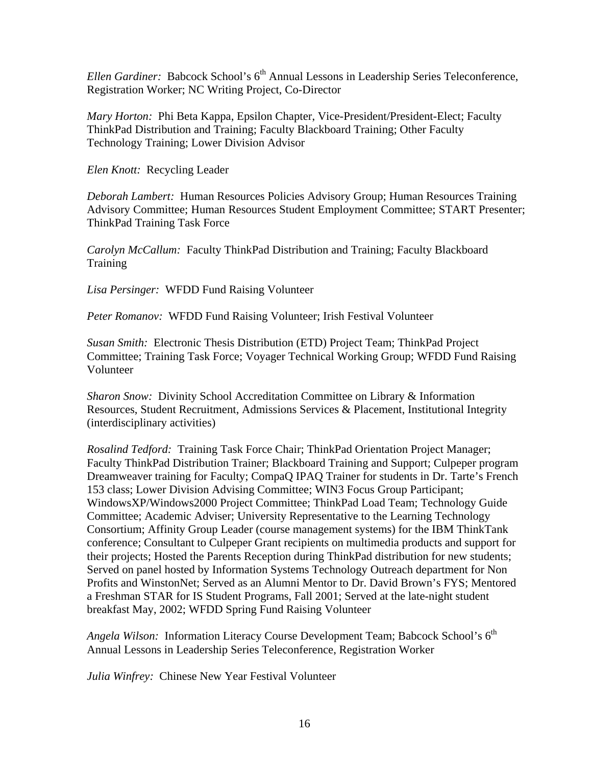*Ellen Gardiner:* Babcock School's 6th Annual Lessons in Leadership Series Teleconference, Registration Worker; NC Writing Project, Co-Director

*Mary Horton:* Phi Beta Kappa, Epsilon Chapter, Vice-President/President-Elect; Faculty ThinkPad Distribution and Training; Faculty Blackboard Training; Other Faculty Technology Training; Lower Division Advisor

*Elen Knott:* Recycling Leader

*Deborah Lambert:* Human Resources Policies Advisory Group; Human Resources Training Advisory Committee; Human Resources Student Employment Committee; START Presenter; ThinkPad Training Task Force

*Carolyn McCallum:* Faculty ThinkPad Distribution and Training; Faculty Blackboard Training

*Lisa Persinger:* WFDD Fund Raising Volunteer

*Peter Romanov:* WFDD Fund Raising Volunteer; Irish Festival Volunteer

*Susan Smith:* Electronic Thesis Distribution (ETD) Project Team; ThinkPad Project Committee; Training Task Force; Voyager Technical Working Group; WFDD Fund Raising Volunteer

*Sharon Snow:* Divinity School Accreditation Committee on Library & Information Resources, Student Recruitment, Admissions Services & Placement, Institutional Integrity (interdisciplinary activities)

*Rosalind Tedford:* Training Task Force Chair; ThinkPad Orientation Project Manager; Faculty ThinkPad Distribution Trainer; Blackboard Training and Support; Culpeper program Dreamweaver training for Faculty; CompaQ IPAQ Trainer for students in Dr. Tarte's French 153 class; Lower Division Advising Committee; WIN3 Focus Group Participant; WindowsXP/Windows2000 Project Committee; ThinkPad Load Team; Technology Guide Committee; Academic Adviser; University Representative to the Learning Technology Consortium; Affinity Group Leader (course management systems) for the IBM ThinkTank conference; Consultant to Culpeper Grant recipients on multimedia products and support for their projects; Hosted the Parents Reception during ThinkPad distribution for new students; Served on panel hosted by Information Systems Technology Outreach department for Non Profits and WinstonNet; Served as an Alumni Mentor to Dr. David Brown's FYS; Mentored a Freshman STAR for IS Student Programs, Fall 2001; Served at the late-night student breakfast May, 2002; WFDD Spring Fund Raising Volunteer

*Angela Wilson:* Information Literacy Course Development Team; Babcock School's 6th Annual Lessons in Leadership Series Teleconference, Registration Worker

*Julia Winfrey:* Chinese New Year Festival Volunteer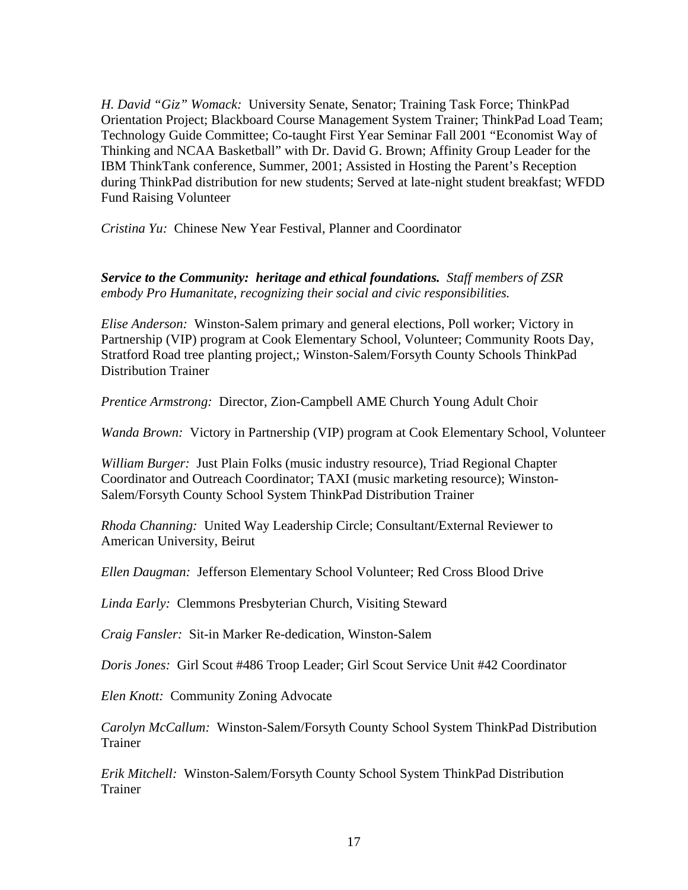*H. David "Giz" Womack:* University Senate, Senator; Training Task Force; ThinkPad Orientation Project; Blackboard Course Management System Trainer; ThinkPad Load Team; Technology Guide Committee; Co-taught First Year Seminar Fall 2001 "Economist Way of Thinking and NCAA Basketball" with Dr. David G. Brown; Affinity Group Leader for the IBM ThinkTank conference, Summer, 2001; Assisted in Hosting the Parent's Reception during ThinkPad distribution for new students; Served at late-night student breakfast; WFDD Fund Raising Volunteer

*Cristina Yu:* Chinese New Year Festival, Planner and Coordinator

***Service to the Community: heritage and ethical foundations.*** *Staff members of ZSR embody Pro Humanitate, recognizing their social and civic responsibilities.*

*Elise Anderson:* Winston-Salem primary and general elections, Poll worker; Victory in Partnership (VIP) program at Cook Elementary School, Volunteer; Community Roots Day, Stratford Road tree planting project,; Winston-Salem/Forsyth County Schools ThinkPad Distribution Trainer

*Prentice Armstrong:* Director, Zion-Campbell AME Church Young Adult Choir

*Wanda Brown:* Victory in Partnership (VIP) program at Cook Elementary School, Volunteer

*William Burger:* Just Plain Folks (music industry resource), Triad Regional Chapter Coordinator and Outreach Coordinator; TAXI (music marketing resource); Winston-Salem/Forsyth County School System ThinkPad Distribution Trainer

*Rhoda Channing:* United Way Leadership Circle; Consultant/External Reviewer to American University, Beirut

*Ellen Daugman:* Jefferson Elementary School Volunteer; Red Cross Blood Drive

*Linda Early:* Clemmons Presbyterian Church, Visiting Steward

*Craig Fansler:* Sit-in Marker Re-dedication, Winston-Salem

*Doris Jones:* Girl Scout #486 Troop Leader; Girl Scout Service Unit #42 Coordinator

*Elen Knott:* Community Zoning Advocate

*Carolyn McCallum:* Winston-Salem/Forsyth County School System ThinkPad Distribution Trainer

*Erik Mitchell:* Winston-Salem/Forsyth County School System ThinkPad Distribution Trainer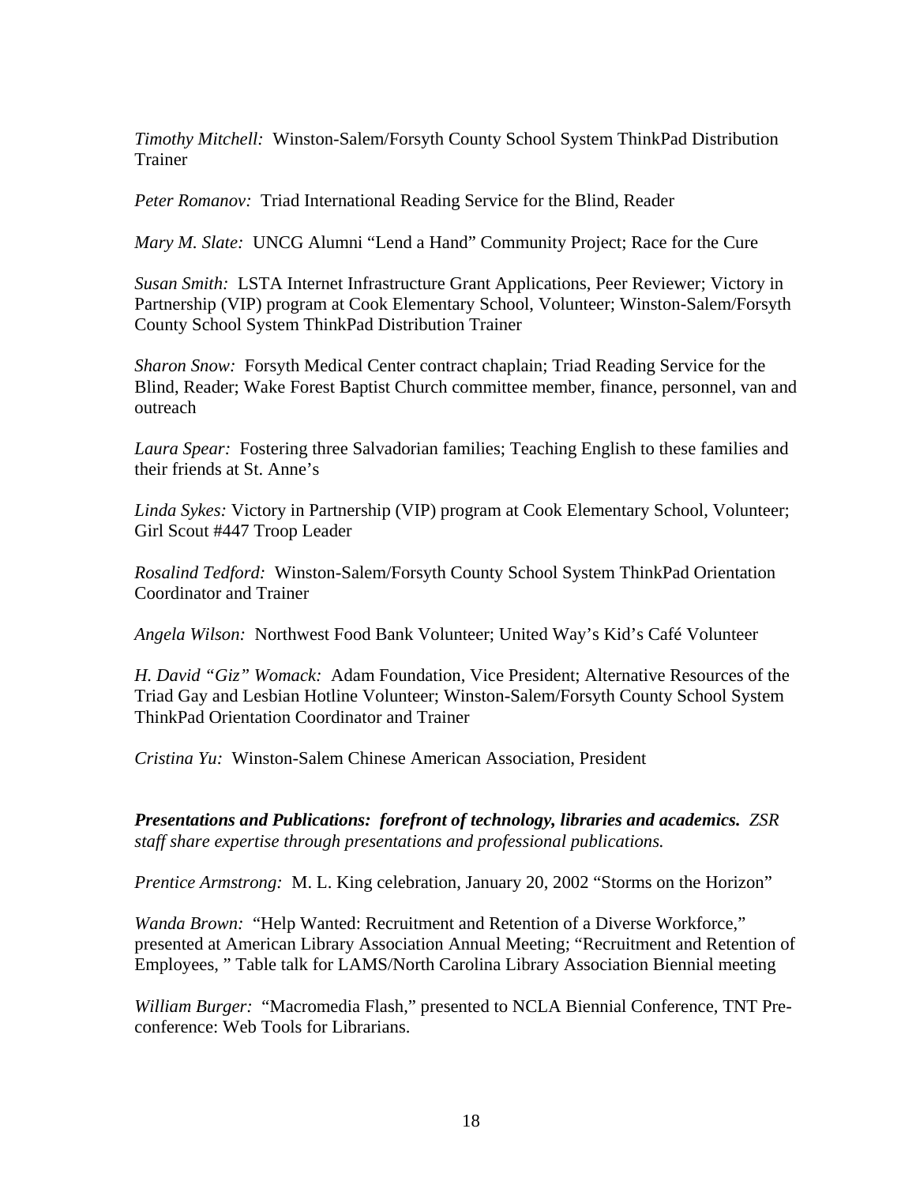*Timothy Mitchell:* Winston-Salem/Forsyth County School System ThinkPad Distribution Trainer

*Peter Romanov:* Triad International Reading Service for the Blind, Reader

*Mary M. Slate:* UNCG Alumni "Lend a Hand" Community Project; Race for the Cure

*Susan Smith:* LSTA Internet Infrastructure Grant Applications, Peer Reviewer; Victory in Partnership (VIP) program at Cook Elementary School, Volunteer; Winston-Salem/Forsyth County School System ThinkPad Distribution Trainer

*Sharon Snow:* Forsyth Medical Center contract chaplain; Triad Reading Service for the Blind, Reader; Wake Forest Baptist Church committee member, finance, personnel, van and outreach

*Laura Spear:* Fostering three Salvadorian families; Teaching English to these families and their friends at St. Anne's

*Linda Sykes:* Victory in Partnership (VIP) program at Cook Elementary School, Volunteer; Girl Scout #447 Troop Leader

*Rosalind Tedford:* Winston-Salem/Forsyth County School System ThinkPad Orientation Coordinator and Trainer

*Angela Wilson:* Northwest Food Bank Volunteer; United Way's Kid's Café Volunteer

*H. David "Giz" Womack:* Adam Foundation, Vice President; Alternative Resources of the Triad Gay and Lesbian Hotline Volunteer; Winston-Salem/Forsyth County School System ThinkPad Orientation Coordinator and Trainer

*Cristina Yu:* Winston-Salem Chinese American Association, President

***Presentations and Publications: forefront of technology, libraries and academics. ZSR staff share expertise through presentations and professional publications.***

*Prentice Armstrong:* M. L. King celebration, January 20, 2002 "Storms on the Horizon"

*Wanda Brown:* "Help Wanted: Recruitment and Retention of a Diverse Workforce," presented at American Library Association Annual Meeting; "Recruitment and Retention of Employees, " Table talk for LAMS/North Carolina Library Association Biennial meeting

*William Burger:* "Macromedia Flash," presented to NCLA Biennial Conference, TNT Pre-conference: Web Tools for Librarians.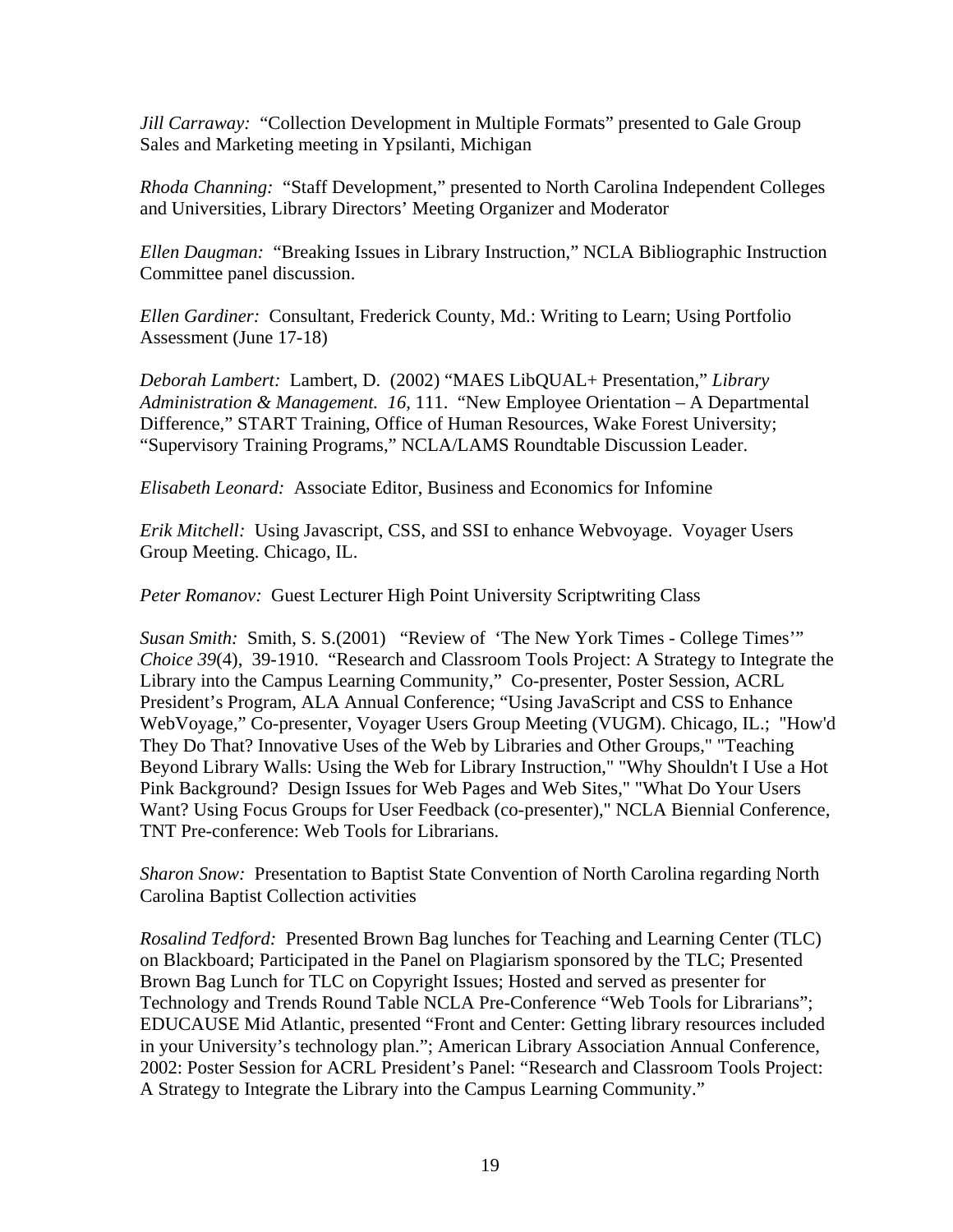*Jill Carraway:* “Collection Development in Multiple Formats” presented to Gale Group Sales and Marketing meeting in Ypsilanti, Michigan

*Rhoda Channing:* “Staff Development,” presented to North Carolina Independent Colleges and Universities, Library Directors’ Meeting Organizer and Moderator

*Ellen Daugman:* “Breaking Issues in Library Instruction,” NCLA Bibliographic Instruction Committee panel discussion.

*Ellen Gardiner:* Consultant, Frederick County, Md.: Writing to Learn; Using Portfolio Assessment (June 17-18)

*Deborah Lambert:* Lambert, D. (2002) “MAES LibQUAL+ Presentation,” *Library Administration & Management. 16,* 111. “New Employee Orientation – A Departmental Difference,” START Training, Office of Human Resources, Wake Forest University; “Supervisory Training Programs,” NCLA/LAMS Roundtable Discussion Leader.

*Elisabeth Leonard:* Associate Editor, Business and Economics for Infomine

*Erik Mitchell:* Using Javascript, CSS, and SSI to enhance Webvoyage. Voyager Users Group Meeting. Chicago, IL.

*Peter Romanov:* Guest Lecturer High Point University Scriptwriting Class

*Susan Smith:* Smith, S. S.(2001) “Review of ‘The New York Times - College Times’” *Choice 39*(4), 39-1910. “Research and Classroom Tools Project: A Strategy to Integrate the Library into the Campus Learning Community,” Co-presenter, Poster Session, ACRL President’s Program, ALA Annual Conference; “Using JavaScript and CSS to Enhance WebVoyage,” Co-presenter, Voyager Users Group Meeting (VUGM). Chicago, IL.; "How'd They Do That? Innovative Uses of the Web by Libraries and Other Groups," "Teaching Beyond Library Walls: Using the Web for Library Instruction," "Why Shouldn't I Use a Hot Pink Background? Design Issues for Web Pages and Web Sites," "What Do Your Users Want? Using Focus Groups for User Feedback (co-presenter)," NCLA Biennial Conference, TNT Pre-conference: Web Tools for Librarians.

*Sharon Snow:* Presentation to Baptist State Convention of North Carolina regarding North Carolina Baptist Collection activities

*Rosalind Tedford:* Presented Brown Bag lunches for Teaching and Learning Center (TLC) on Blackboard; Participated in the Panel on Plagiarism sponsored by the TLC; Presented Brown Bag Lunch for TLC on Copyright Issues; Hosted and served as presenter for Technology and Trends Round Table NCLA Pre-Conference “Web Tools for Librarians”; EDUCAUSE Mid Atlantic, presented “Front and Center: Getting library resources included in your University’s technology plan.”; American Library Association Annual Conference, 2002: Poster Session for ACRL President’s Panel: “Research and Classroom Tools Project: A Strategy to Integrate the Library into the Campus Learning Community.”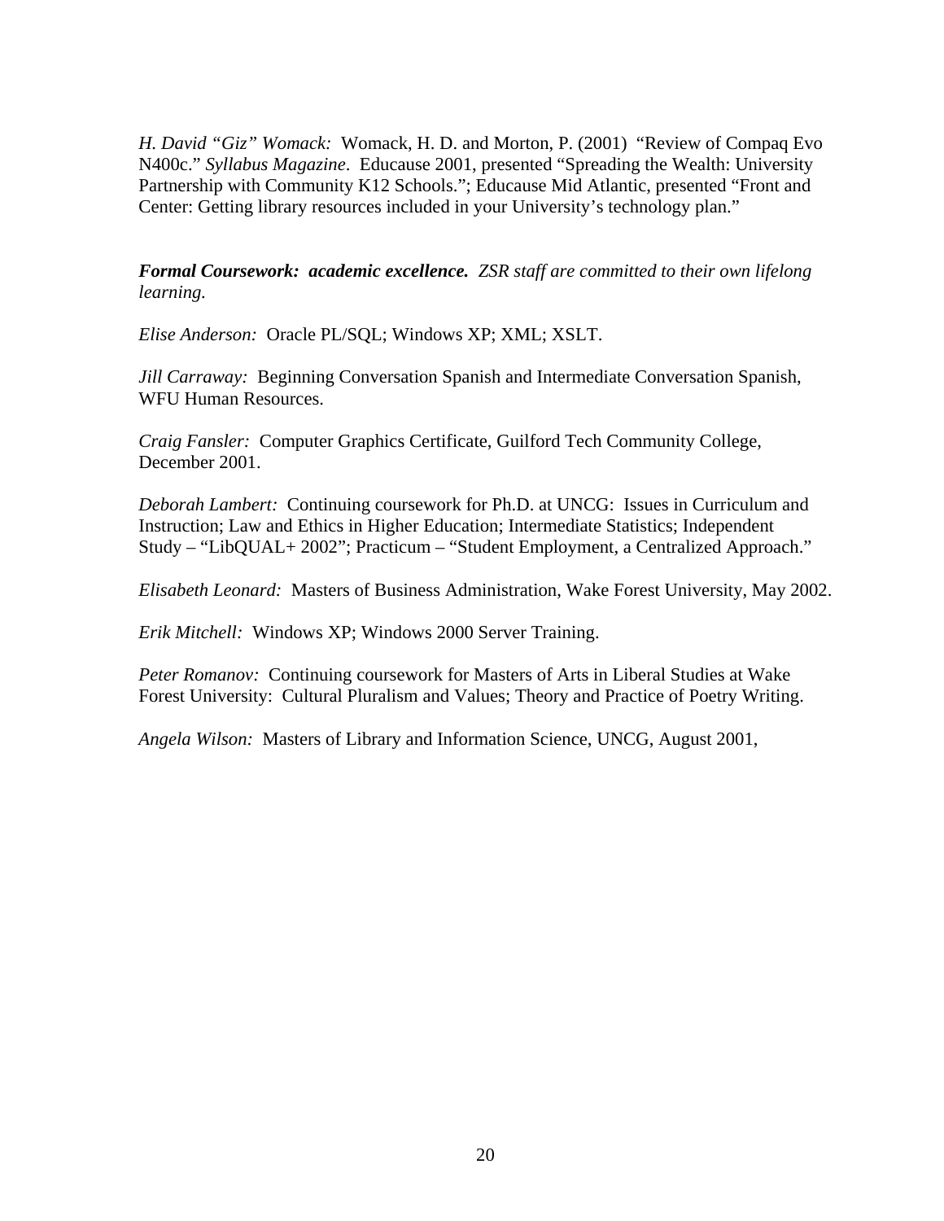*H. David "Giz" Womack:* Womack, H. D. and Morton, P. (2001) "Review of Compaq Evo N400c." *Syllabus Magazine*. Educause 2001, presented "Spreading the Wealth: University Partnership with Community K12 Schools."; Educause Mid Atlantic, presented "Front and Center: Getting library resources included in your University's technology plan."

***Formal Coursework: academic excellence.*** *ZSR staff are committed to their own lifelong learning.*

*Elise Anderson:* Oracle PL/SQL; Windows XP; XML; XSLT.

*Jill Carraway:* Beginning Conversation Spanish and Intermediate Conversation Spanish, WFU Human Resources.

*Craig Fansler:* Computer Graphics Certificate, Guilford Tech Community College, December 2001.

*Deborah Lambert:* Continuing coursework for Ph.D. at UNCG: Issues in Curriculum and Instruction; Law and Ethics in Higher Education; Intermediate Statistics; Independent Study – "LibQUAL+ 2002"; Practicum – "Student Employment, a Centralized Approach."

*Elisabeth Leonard:* Masters of Business Administration, Wake Forest University, May 2002.

*Erik Mitchell:* Windows XP; Windows 2000 Server Training.

*Peter Romanov:* Continuing coursework for Masters of Arts in Liberal Studies at Wake Forest University: Cultural Pluralism and Values; Theory and Practice of Poetry Writing.

*Angela Wilson:* Masters of Library and Information Science, UNCG, August 2001,